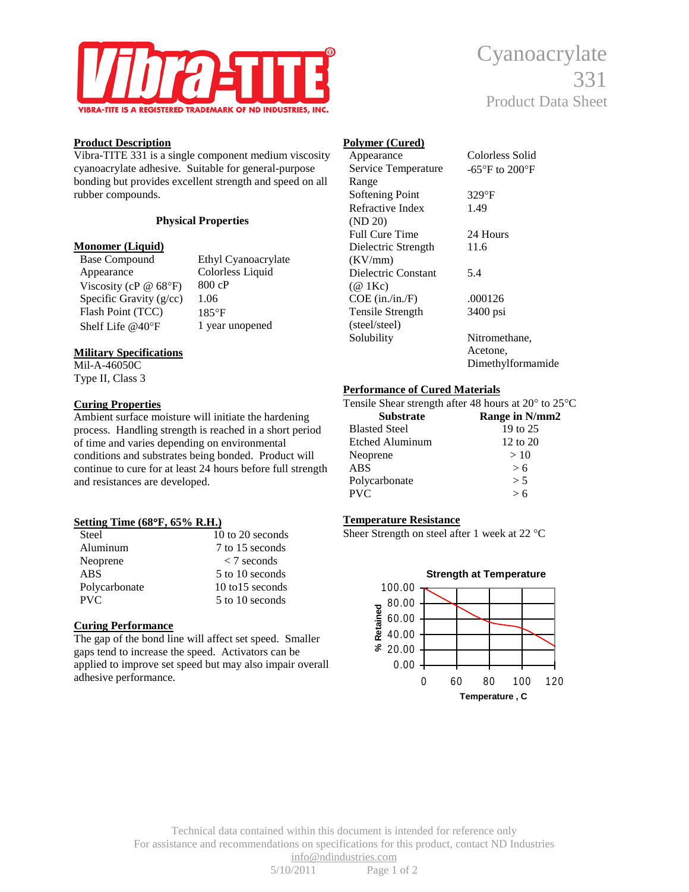# Vibra-TITE®

VIBRA-TITE IS A REGISTERED TRADEMARK OF ND INDUSTRIES, INC.

# Cyanoacrylate 331

## Product Data Sheet

### Product Description

Vibra-TITE 331 is a single component medium viscosity cyanoacrylate adhesive. Suitable for general-purpose bonding but provides excellent strength and speed on all rubber compounds.

### Physical Properties

**Monomer (Liquid)**

| Property | Value |
|---|---|
| Base Compound | Ethyl Cyanoacrylate |
| Appearance | Colorless Liquid |
| Viscosity (cP @ 68°F) | 800 cP |
| Specific Gravity (g/cc) | 1.06 |
| Flash Point (TCC) | 185°F |
| Shelf Life @40°F | 1 year unopened |

### Military Specifications

Mil-A-46050C
Type II, Class 3

### Curing Properties

Ambient surface moisture will initiate the hardening process. Handling strength is reached in a short period of time and varies depending on environmental conditions and substrates being bonded. Product will continue to cure for at least 24 hours before full strength and resistances are developed.

### Setting Time (68°F, 65% R.H.)

| Substrate | Time |
|---|---|
| Steel | 10 to 20 seconds |
| Aluminum | 7 to 15 seconds |
| Neoprene | < 7 seconds |
| ABS | 5 to 10 seconds |
| Polycarbonate | 10 to15 seconds |
| PVC | 5 to 10 seconds |

### Curing Performance

The gap of the bond line will affect set speed. Smaller gaps tend to increase the speed. Activators can be applied to improve set speed but may also impair overall adhesive performance.

### Polymer (Cured)

| Property | Value |
|---|---|
| Appearance | Colorless Solid |
| Service Temperature Range | -65°F to 200°F |
| Softening Point | 329°F |
| Refractive Index (ND 20) | 1.49 |
| Full Cure Time | 24 Hours |
| Dielectric Strength (KV/mm) | 11.6 |
| Dielectric Constant (@ 1Kc) | 5.4 |
| COE (in./in./F) | .000126 |
| Tensile Strength (steel/steel) | 3400 psi |
| Solubility | Nitromethane, Acetone, Dimethylformamide |

### Performance of Cured Materials

Tensile Shear strength after 48 hours at 20° to 25°C

| Substrate | Range in N/mm2 |
|---|---|
| Blasted Steel | 19 to 25 |
| Etched Aluminum | 12 to 20 |
| Neoprene | > 10 |
| ABS | > 6 |
| Polycarbonate | > 5 |
| PVC | > 6 |

### Temperature Resistance

Sheer Strength on steel after 1 week at 22 °C

**Strength at Temperature**

(Chart: % Retained (0.00 to 100.00) vs. Temperature, C (0 to 120))

Technical data contained within this document is intended for reference only
For assistance and recommendations on specifications for this product, contact ND Industries
info@ndindustries.com
5/10/2011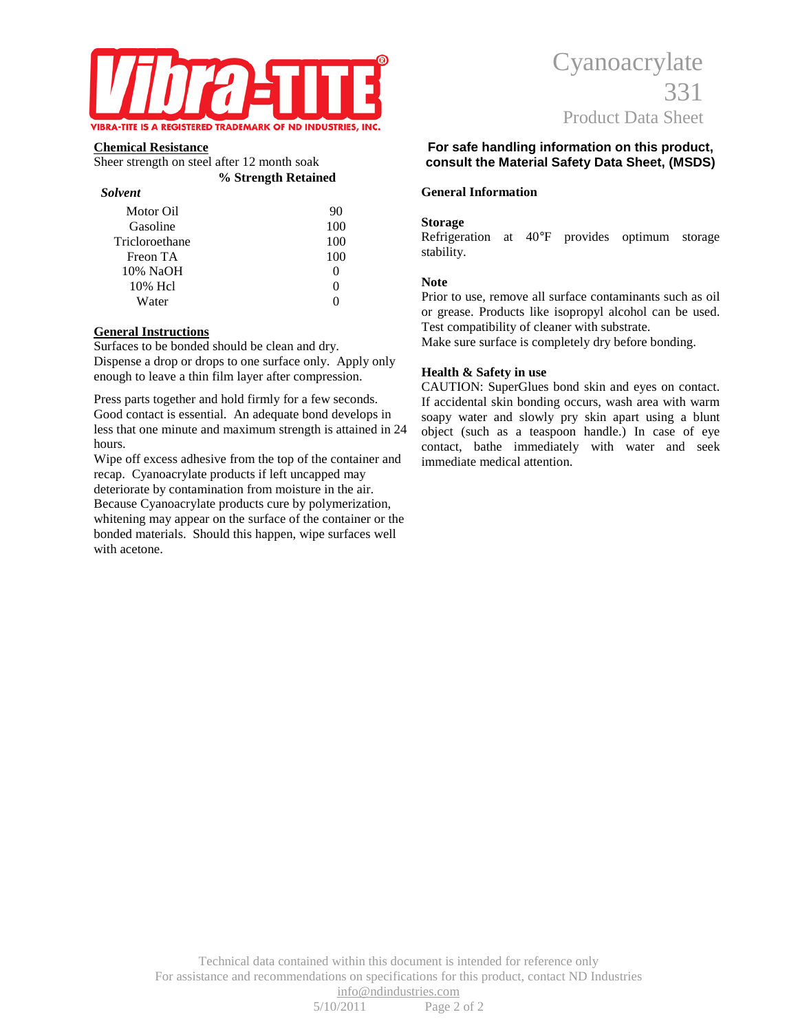# Cyanoacrylate 331

Product Data Sheet

## Chemical Resistance

Sheer strength on steel after 12 month soak

| *Solvent* | % Strength Retained |
|---|---|
| Motor Oil | 90 |
| Gasoline | 100 |
| Tricloroethane | 100 |
| Freon TA | 100 |
| 10% NaOH | 0 |
| 10% Hcl | 0 |
| Water | 0 |

## General Instructions

Surfaces to be bonded should be clean and dry.
Dispense a drop or drops to one surface only. Apply only enough to leave a thin film layer after compression.

Press parts together and hold firmly for a few seconds. Good contact is essential. An adequate bond develops in less that one minute and maximum strength is attained in 24 hours.
Wipe off excess adhesive from the top of the container and recap. Cyanoacrylate products if left uncapped may deteriorate by contamination from moisture in the air.
Because Cyanoacrylate products cure by polymerization, whitening may appear on the surface of the container or the bonded materials. Should this happen, wipe surfaces well with acetone.

**For safe handling information on this product, consult the Material Safety Data Sheet, (MSDS)**

## General Information

### Storage

Refrigeration at 40°F provides optimum storage stability.

### Note

Prior to use, remove all surface contaminants such as oil or grease. Products like isopropyl alcohol can be used. Test compatibility of cleaner with substrate.
Make sure surface is completely dry before bonding.

### Health & Safety in use

CAUTION: SuperGlues bond skin and eyes on contact. If accidental skin bonding occurs, wash area with warm soapy water and slowly pry skin apart using a blunt object (such as a teaspoon handle.) In case of eye contact, bathe immediately with water and seek immediate medical attention.

Technical data contained within this document is intended for reference only
For assistance and recommendations on specifications for this product, contact ND Industries
info@ndindustries.com
5/10/2011